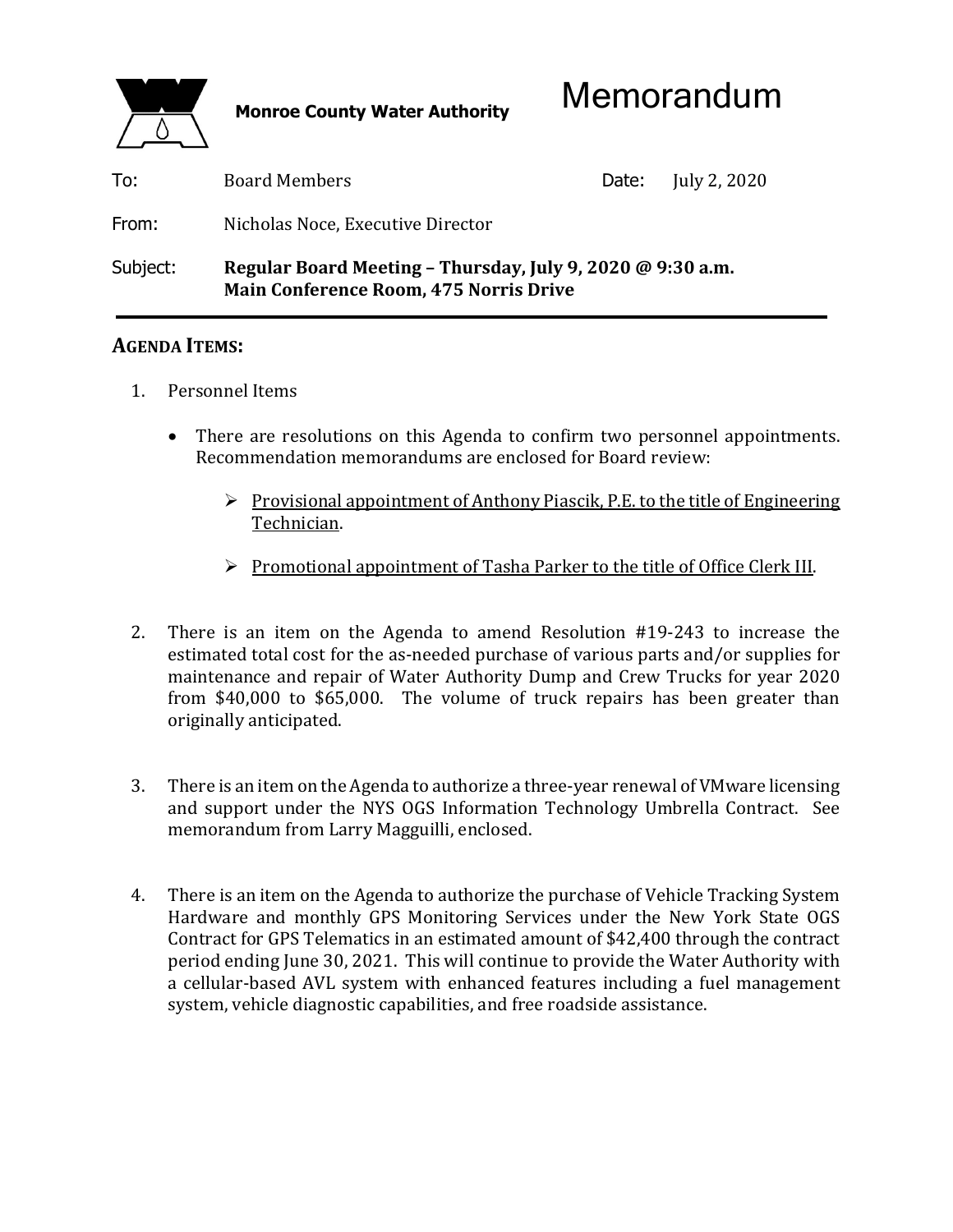**Monroe County Water Authority**

# Memorandum

| | | | |
|---|---|---|---|
| To: | Board Members | Date: | July 2, 2020 |
| From: | Nicholas Noce, Executive Director | | |
| Subject: | **Regular Board Meeting – Thursday, July 9, 2020 @ 9:30 a.m. Main Conference Room, 475 Norris Drive** | | |

---

## AGENDA ITEMS:

1. Personnel Items

   - There are resolutions on this Agenda to confirm two personnel appointments. Recommendation memorandums are enclosed for Board review:

     - Provisional appointment of Anthony Piascik, P.E. to the title of Engineering Technician.

     - Promotional appointment of Tasha Parker to the title of Office Clerk III.

2. There is an item on the Agenda to amend Resolution #19-243 to increase the estimated total cost for the as-needed purchase of various parts and/or supplies for maintenance and repair of Water Authority Dump and Crew Trucks for year 2020 from $40,000 to $65,000. The volume of truck repairs has been greater than originally anticipated.

3. There is an item on the Agenda to authorize a three-year renewal of VMware licensing and support under the NYS OGS Information Technology Umbrella Contract. See memorandum from Larry Magguilli, enclosed.

4. There is an item on the Agenda to authorize the purchase of Vehicle Tracking System Hardware and monthly GPS Monitoring Services under the New York State OGS Contract for GPS Telematics in an estimated amount of $42,400 through the contract period ending June 30, 2021. This will continue to provide the Water Authority with a cellular-based AVL system with enhanced features including a fuel management system, vehicle diagnostic capabilities, and free roadside assistance.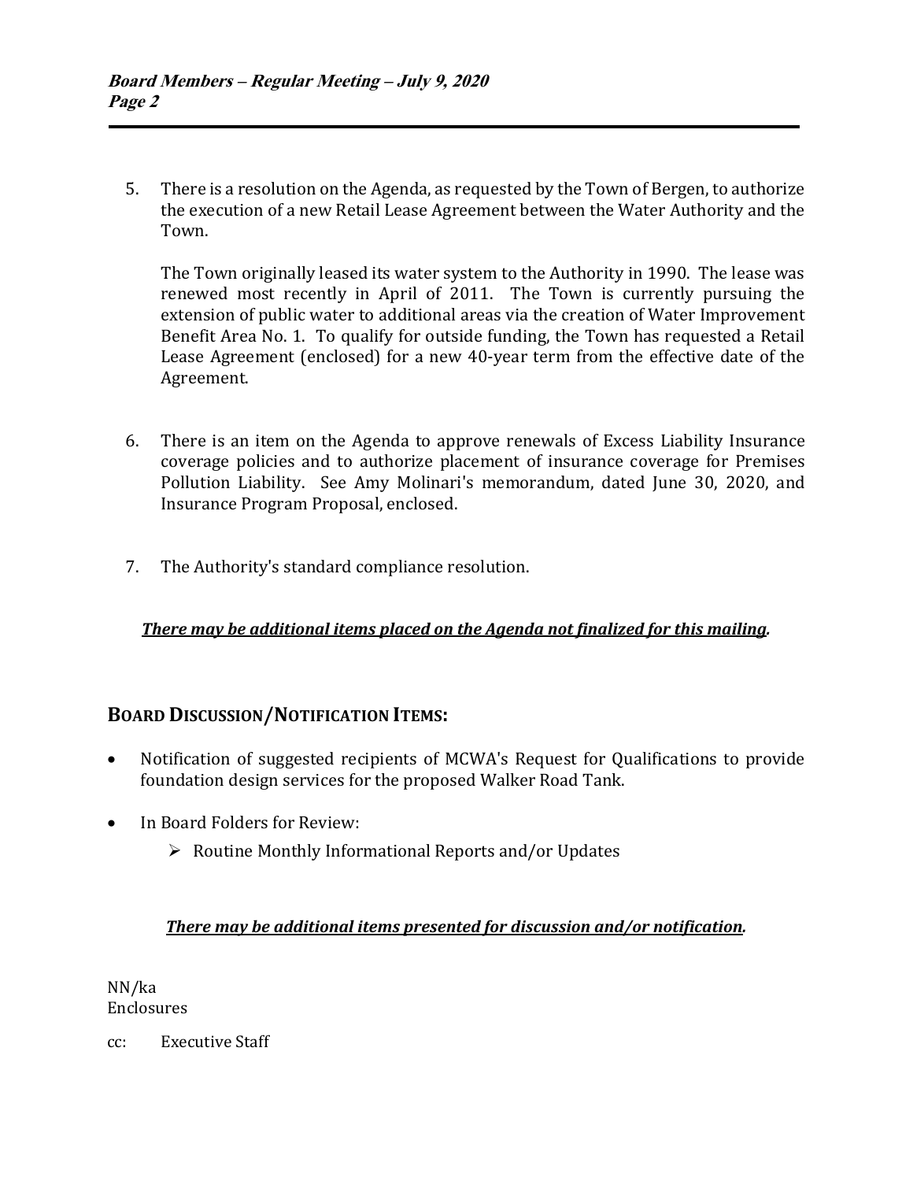5. There is a resolution on the Agenda, as requested by the Town of Bergen, to authorize the execution of a new Retail Lease Agreement between the Water Authority and the Town.

   The Town originally leased its water system to the Authority in 1990. The lease was renewed most recently in April of 2011. The Town is currently pursuing the extension of public water to additional areas via the creation of Water Improvement Benefit Area No. 1. To qualify for outside funding, the Town has requested a Retail Lease Agreement (enclosed) for a new 40-year term from the effective date of the Agreement.

6. There is an item on the Agenda to approve renewals of Excess Liability Insurance coverage policies and to authorize placement of insurance coverage for Premises Pollution Liability. See Amy Molinari's memorandum, dated June 30, 2020, and Insurance Program Proposal, enclosed.

7. The Authority's standard compliance resolution.

***There may be additional items placed on the Agenda not finalized for this mailing.***

## BOARD DISCUSSION/NOTIFICATION ITEMS:

- Notification of suggested recipients of MCWA's Request for Qualifications to provide foundation design services for the proposed Walker Road Tank.
- In Board Folders for Review:
  - Routine Monthly Informational Reports and/or Updates

***There may be additional items presented for discussion and/or notification.***

NN/ka
Enclosures

cc: Executive Staff